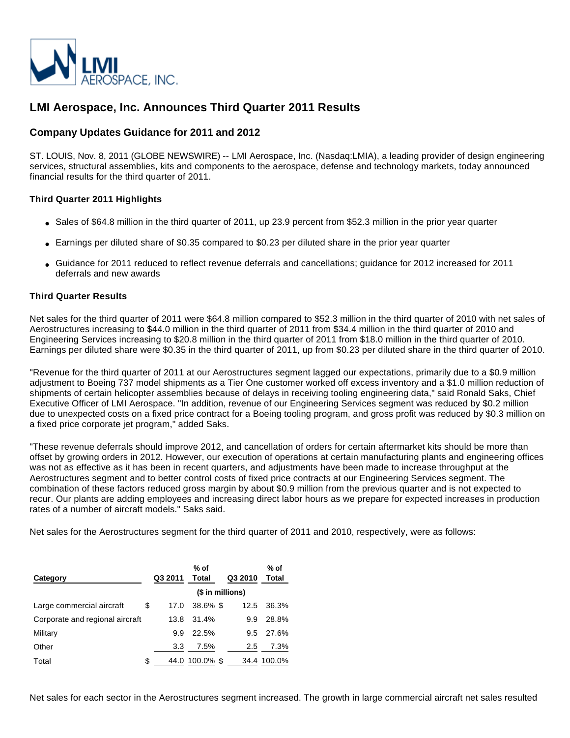# LMI Aerospace, Inc. Announces Third Quarter 2011 Results

## Company Updates Guidance for 2011 and 2012

ST. LOUIS, Nov. 8, 2011 (GLOBE NEWSWIRE) -- LMI Aerospace, Inc. (Nasdaq:LMIA), a leading provider of design engineering services, structural assemblies, kits and components to the aerospace, defense and technology markets, today announced financial results for the third quarter of 2011.

### Third Quarter 2011 Highlights

- Sales of $64.8 million in the third quarter of 2011, up 23.9 percent from $52.3 million in the prior year quarter
- Earnings per diluted share of $0.35 compared to $0.23 per diluted share in the prior year quarter
- Guidance for 2011 reduced to reflect revenue deferrals and cancellations; guidance for 2012 increased for 2011 deferrals and new awards

### Third Quarter Results

Net sales for the third quarter of 2011 were $64.8 million compared to $52.3 million in the third quarter of 2010 with net sales of Aerostructures increasing to $44.0 million in the third quarter of 2011 from $34.4 million in the third quarter of 2010 and Engineering Services increasing to $20.8 million in the third quarter of 2011 from $18.0 million in the third quarter of 2010. Earnings per diluted share were $0.35 in the third quarter of 2011, up from $0.23 per diluted share in the third quarter of 2010.

"Revenue for the third quarter of 2011 at our Aerostructures segment lagged our expectations, primarily due to a $0.9 million adjustment to Boeing 737 model shipments as a Tier One customer worked off excess inventory and a $1.0 million reduction of shipments of certain helicopter assemblies because of delays in receiving tooling engineering data," said Ronald Saks, Chief Executive Officer of LMI Aerospace. "In addition, revenue of our Engineering Services segment was reduced by $0.2 million due to unexpected costs on a fixed price contract for a Boeing tooling program, and gross profit was reduced by $0.3 million on a fixed price corporate jet program," added Saks.

"These revenue deferrals should improve 2012, and cancellation of orders for certain aftermarket kits should be more than offset by growing orders in 2012. However, our execution of operations at certain manufacturing plants and engineering offices was not as effective as it has been in recent quarters, and adjustments have been made to increase throughput at the Aerostructures segment and to better control costs of fixed price contracts at our Engineering Services segment. The combination of these factors reduced gross margin by about $0.9 million from the previous quarter and is not expected to recur. Our plants are adding employees and increasing direct labor hours as we prepare for expected increases in production rates of a number of aircraft models." Saks said.

Net sales for the Aerostructures segment for the third quarter of 2011 and 2010, respectively, were as follows:

| Category | Q3 2011 | % of Total | Q3 2010 | % of Total |
|---|---|---|---|---|
| | ($ in millions) | | | |
| Large commercial aircraft | $ 17.0 | 38.6% | $ 12.5 | 36.3% |
| Corporate and regional aircraft | 13.8 | 31.4% | 9.9 | 28.8% |
| Military | 9.9 | 22.5% | 9.5 | 27.6% |
| Other | 3.3 | 7.5% | 2.5 | 7.3% |
| Total | $ 44.0 | 100.0% | $ 34.4 | 100.0% |

Net sales for each sector in the Aerostructures segment increased. The growth in large commercial aircraft net sales resulted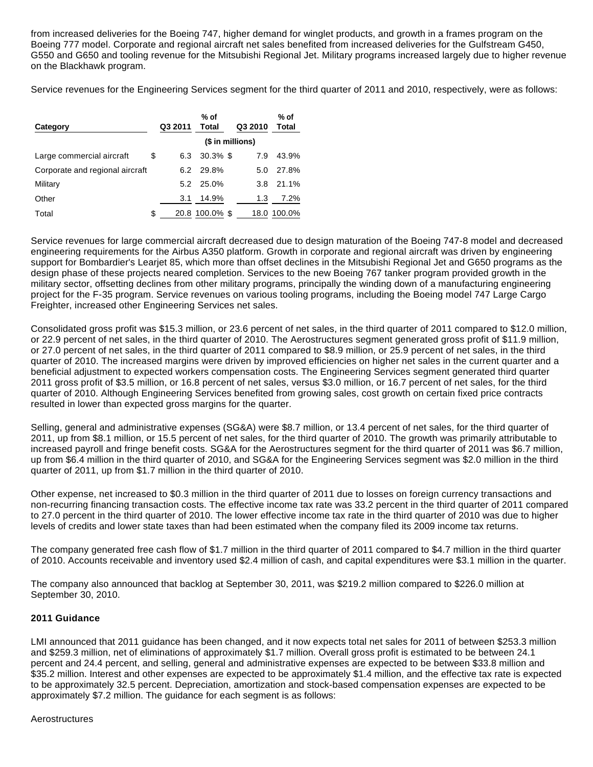from increased deliveries for the Boeing 747, higher demand for winglet products, and growth in a frames program on the Boeing 777 model. Corporate and regional aircraft net sales benefited from increased deliveries for the Gulfstream G450, G550 and G650 and tooling revenue for the Mitsubishi Regional Jet. Military programs increased largely due to higher revenue on the Blackhawk program.

Service revenues for the Engineering Services segment for the third quarter of 2011 and 2010, respectively, were as follows:

| Category | Q3 2011 | % of Total | Q3 2010 | % of Total |
|---|---|---|---|---|
| | ($ in millions) | | | |
| Large commercial aircraft | $ 6.3 | 30.3% | $ 7.9 | 43.9% |
| Corporate and regional aircraft | 6.2 | 29.8% | 5.0 | 27.8% |
| Military | 5.2 | 25.0% | 3.8 | 21.1% |
| Other | 3.1 | 14.9% | 1.3 | 7.2% |
| Total | $ 20.8 | 100.0% | $ 18.0 | 100.0% |

Service revenues for large commercial aircraft decreased due to design maturation of the Boeing 747-8 model and decreased engineering requirements for the Airbus A350 platform. Growth in corporate and regional aircraft was driven by engineering support for Bombardier's Learjet 85, which more than offset declines in the Mitsubishi Regional Jet and G650 programs as the design phase of these projects neared completion. Services to the new Boeing 767 tanker program provided growth in the military sector, offsetting declines from other military programs, principally the winding down of a manufacturing engineering project for the F-35 program. Service revenues on various tooling programs, including the Boeing model 747 Large Cargo Freighter, increased other Engineering Services net sales.

Consolidated gross profit was $15.3 million, or 23.6 percent of net sales, in the third quarter of 2011 compared to $12.0 million, or 22.9 percent of net sales, in the third quarter of 2010. The Aerostructures segment generated gross profit of $11.9 million, or 27.0 percent of net sales, in the third quarter of 2011 compared to $8.9 million, or 25.9 percent of net sales, in the third quarter of 2010. The increased margins were driven by improved efficiencies on higher net sales in the current quarter and a beneficial adjustment to expected workers compensation costs. The Engineering Services segment generated third quarter 2011 gross profit of $3.5 million, or 16.8 percent of net sales, versus $3.0 million, or 16.7 percent of net sales, for the third quarter of 2010. Although Engineering Services benefited from growing sales, cost growth on certain fixed price contracts resulted in lower than expected gross margins for the quarter.

Selling, general and administrative expenses (SG&A) were $8.7 million, or 13.4 percent of net sales, for the third quarter of 2011, up from $8.1 million, or 15.5 percent of net sales, for the third quarter of 2010. The growth was primarily attributable to increased payroll and fringe benefit costs. SG&A for the Aerostructures segment for the third quarter of 2011 was $6.7 million, up from $6.4 million in the third quarter of 2010, and SG&A for the Engineering Services segment was $2.0 million in the third quarter of 2011, up from $1.7 million in the third quarter of 2010.

Other expense, net increased to $0.3 million in the third quarter of 2011 due to losses on foreign currency transactions and non-recurring financing transaction costs. The effective income tax rate was 33.2 percent in the third quarter of 2011 compared to 27.0 percent in the third quarter of 2010. The lower effective income tax rate in the third quarter of 2010 was due to higher levels of credits and lower state taxes than had been estimated when the company filed its 2009 income tax returns.

The company generated free cash flow of $1.7 million in the third quarter of 2011 compared to $4.7 million in the third quarter of 2010. Accounts receivable and inventory used $2.4 million of cash, and capital expenditures were $3.1 million in the quarter.

The company also announced that backlog at September 30, 2011, was $219.2 million compared to $226.0 million at September 30, 2010.

**2011 Guidance**

LMI announced that 2011 guidance has been changed, and it now expects total net sales for 2011 of between $253.3 million and $259.3 million, net of eliminations of approximately $1.7 million. Overall gross profit is estimated to be between 24.1 percent and 24.4 percent, and selling, general and administrative expenses are expected to be between $33.8 million and $35.2 million. Interest and other expenses are expected to be approximately $1.4 million, and the effective tax rate is expected to be approximately 32.5 percent. Depreciation, amortization and stock-based compensation expenses are expected to be approximately $7.2 million. The guidance for each segment is as follows:

Aerostructures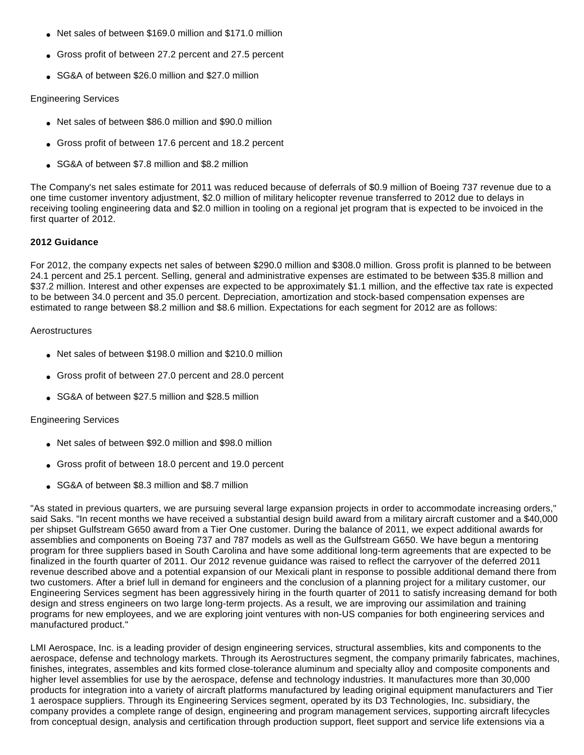- Net sales of between $169.0 million and $171.0 million
- Gross profit of between 27.2 percent and 27.5 percent
- SG&A of between $26.0 million and $27.0 million

Engineering Services

- Net sales of between $86.0 million and $90.0 million
- Gross profit of between 17.6 percent and 18.2 percent
- SG&A of between $7.8 million and $8.2 million

The Company's net sales estimate for 2011 was reduced because of deferrals of $0.9 million of Boeing 737 revenue due to a one time customer inventory adjustment, $2.0 million of military helicopter revenue transferred to 2012 due to delays in receiving tooling engineering data and $2.0 million in tooling on a regional jet program that is expected to be invoiced in the first quarter of 2012.

**2012 Guidance**

For 2012, the company expects net sales of between $290.0 million and $308.0 million. Gross profit is planned to be between 24.1 percent and 25.1 percent. Selling, general and administrative expenses are estimated to be between $35.8 million and $37.2 million. Interest and other expenses are expected to be approximately $1.1 million, and the effective tax rate is expected to be between 34.0 percent and 35.0 percent. Depreciation, amortization and stock-based compensation expenses are estimated to range between $8.2 million and $8.6 million. Expectations for each segment for 2012 are as follows:

Aerostructures

- Net sales of between $198.0 million and $210.0 million
- Gross profit of between 27.0 percent and 28.0 percent
- SG&A of between $27.5 million and $28.5 million

Engineering Services

- Net sales of between $92.0 million and $98.0 million
- Gross profit of between 18.0 percent and 19.0 percent
- SG&A of between $8.3 million and $8.7 million

"As stated in previous quarters, we are pursuing several large expansion projects in order to accommodate increasing orders," said Saks. "In recent months we have received a substantial design build award from a military aircraft customer and a $40,000 per shipset Gulfstream G650 award from a Tier One customer. During the balance of 2011, we expect additional awards for assemblies and components on Boeing 737 and 787 models as well as the Gulfstream G650. We have begun a mentoring program for three suppliers based in South Carolina and have some additional long-term agreements that are expected to be finalized in the fourth quarter of 2011. Our 2012 revenue guidance was raised to reflect the carryover of the deferred 2011 revenue described above and a potential expansion of our Mexicali plant in response to possible additional demand there from two customers. After a brief lull in demand for engineers and the conclusion of a planning project for a military customer, our Engineering Services segment has been aggressively hiring in the fourth quarter of 2011 to satisfy increasing demand for both design and stress engineers on two large long-term projects. As a result, we are improving our assimilation and training programs for new employees, and we are exploring joint ventures with non-US companies for both engineering services and manufactured product."

LMI Aerospace, Inc. is a leading provider of design engineering services, structural assemblies, kits and components to the aerospace, defense and technology markets. Through its Aerostructures segment, the company primarily fabricates, machines, finishes, integrates, assembles and kits formed close-tolerance aluminum and specialty alloy and composite components and higher level assemblies for use by the aerospace, defense and technology industries. It manufactures more than 30,000 products for integration into a variety of aircraft platforms manufactured by leading original equipment manufacturers and Tier 1 aerospace suppliers. Through its Engineering Services segment, operated by its D3 Technologies, Inc. subsidiary, the company provides a complete range of design, engineering and program management services, supporting aircraft lifecycles from conceptual design, analysis and certification through production support, fleet support and service life extensions via a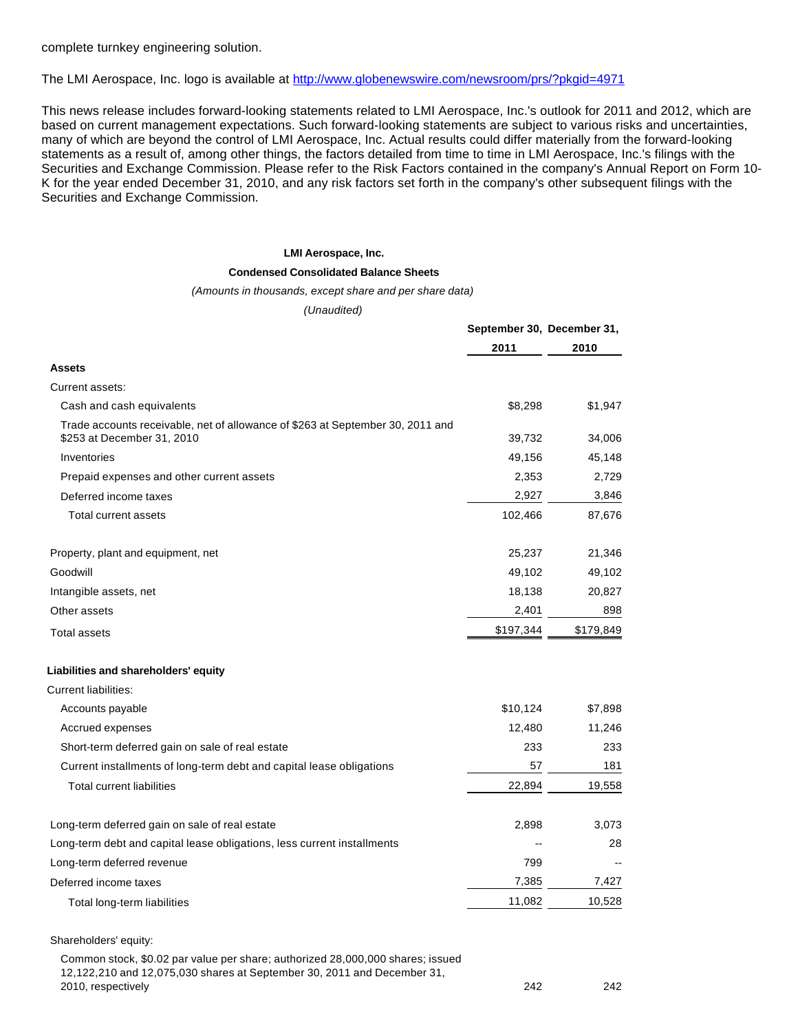complete turnkey engineering solution.

The LMI Aerospace, Inc. logo is available at http://www.globenewswire.com/newsroom/prs/?pkgid=4971

This news release includes forward-looking statements related to LMI Aerospace, Inc.'s outlook for 2011 and 2012, which are based on current management expectations. Such forward-looking statements are subject to various risks and uncertainties, many of which are beyond the control of LMI Aerospace, Inc. Actual results could differ materially from the forward-looking statements as a result of, among other things, the factors detailed from time to time in LMI Aerospace, Inc.'s filings with the Securities and Exchange Commission. Please refer to the Risk Factors contained in the company's Annual Report on Form 10-K for the year ended December 31, 2010, and any risk factors set forth in the company's other subsequent filings with the Securities and Exchange Commission.

**LMI Aerospace, Inc.**

**Condensed Consolidated Balance Sheets**

*(Amounts in thousands, except share and per share data)*

*(Unaudited)*

| | September 30, 2011 | December 31, 2010 |
|---|---|---|
| **Assets** | | |
| Current assets: | | |
| Cash and cash equivalents | $8,298 | $1,947 |
| Trade accounts receivable, net of allowance of $263 at September 30, 2011 and $253 at December 31, 2010 | 39,732 | 34,006 |
| Inventories | 49,156 | 45,148 |
| Prepaid expenses and other current assets | 2,353 | 2,729 |
| Deferred income taxes | 2,927 | 3,846 |
| Total current assets | 102,466 | 87,676 |
| Property, plant and equipment, net | 25,237 | 21,346 |
| Goodwill | 49,102 | 49,102 |
| Intangible assets, net | 18,138 | 20,827 |
| Other assets | 2,401 | 898 |
| Total assets | $197,344 | $179,849 |
| **Liabilities and shareholders' equity** | | |
| Current liabilities: | | |
| Accounts payable | $10,124 | $7,898 |
| Accrued expenses | 12,480 | 11,246 |
| Short-term deferred gain on sale of real estate | 233 | 233 |
| Current installments of long-term debt and capital lease obligations | 57 | 181 |
| Total current liabilities | 22,894 | 19,558 |
| Long-term deferred gain on sale of real estate | 2,898 | 3,073 |
| Long-term debt and capital lease obligations, less current installments | -- | 28 |
| Long-term deferred revenue | 799 | -- |
| Deferred income taxes | 7,385 | 7,427 |
| Total long-term liabilities | 11,082 | 10,528 |
| Shareholders' equity: | | |
| Common stock, $0.02 par value per share; authorized 28,000,000 shares; issued 12,122,210 and 12,075,030 shares at September 30, 2011 and December 31, 2010, respectively | 242 | 242 |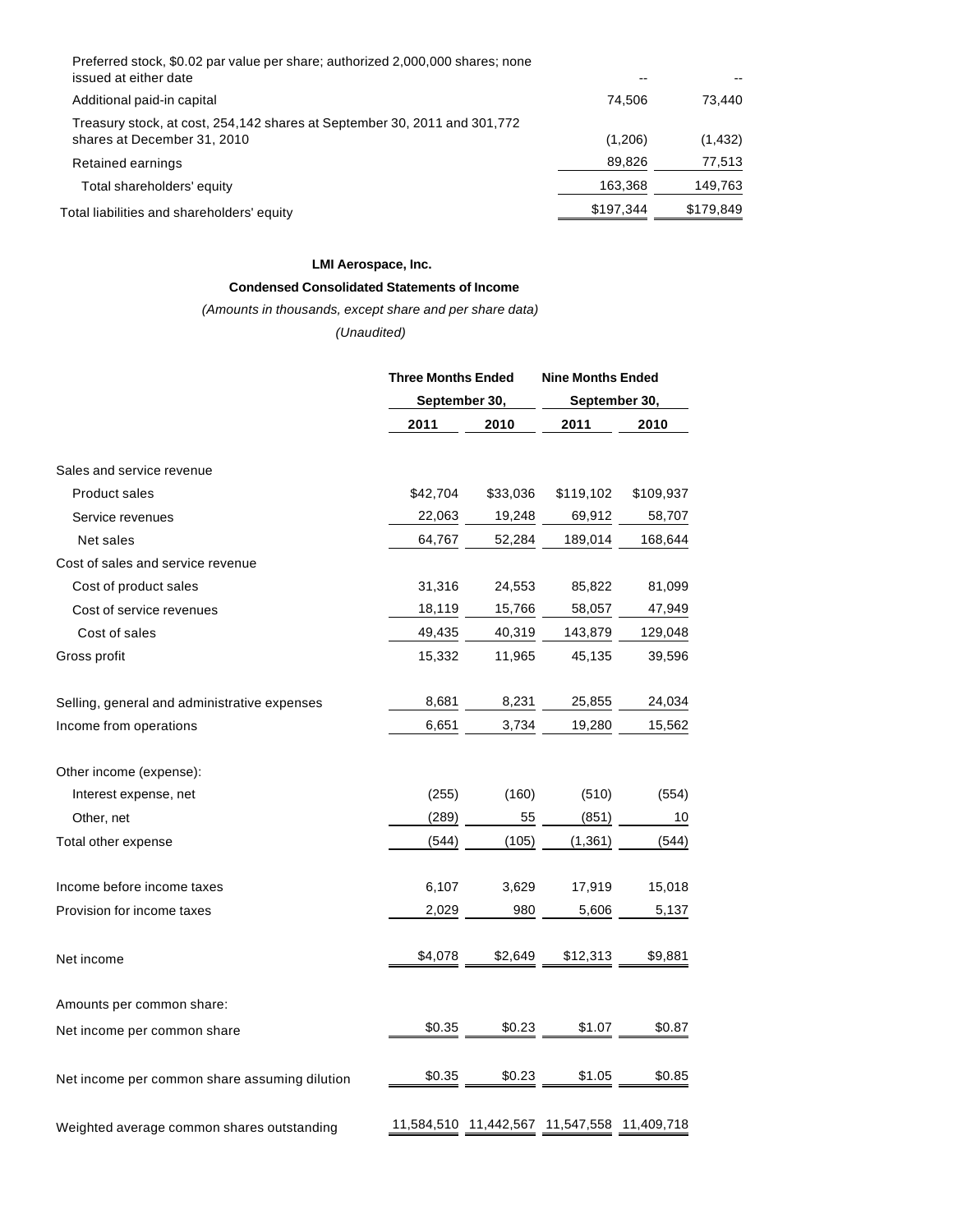| | | |
|---|---|---|
| Preferred stock, $0.02 par value per share; authorized 2,000,000 shares; none issued at either date | -- | -- |
| Additional paid-in capital | 74,506 | 73,440 |
| Treasury stock, at cost, 254,142 shares at September 30, 2011 and 301,772 shares at December 31, 2010 | (1,206) | (1,432) |
| Retained earnings | 89,826 | 77,513 |
| Total shareholders' equity | 163,368 | 149,763 |
| Total liabilities and shareholders' equity | $197,344 | $179,849 |

**LMI Aerospace, Inc.**

**Condensed Consolidated Statements of Income**

*(Amounts in thousands, except share and per share data)*

*(Unaudited)*

| | Three Months Ended September 30, | | Nine Months Ended September 30, | |
|---|---|---|---|---|
| | 2011 | 2010 | 2011 | 2010 |
| Sales and service revenue | | | | |
| Product sales | $42,704 | $33,036 | $119,102 | $109,937 |
| Service revenues | 22,063 | 19,248 | 69,912 | 58,707 |
| Net sales | 64,767 | 52,284 | 189,014 | 168,644 |
| Cost of sales and service revenue | | | | |
| Cost of product sales | 31,316 | 24,553 | 85,822 | 81,099 |
| Cost of service revenues | 18,119 | 15,766 | 58,057 | 47,949 |
| Cost of sales | 49,435 | 40,319 | 143,879 | 129,048 |
| Gross profit | 15,332 | 11,965 | 45,135 | 39,596 |
| Selling, general and administrative expenses | 8,681 | 8,231 | 25,855 | 24,034 |
| Income from operations | 6,651 | 3,734 | 19,280 | 15,562 |
| Other income (expense): | | | | |
| Interest expense, net | (255) | (160) | (510) | (554) |
| Other, net | (289) | 55 | (851) | 10 |
| Total other expense | (544) | (105) | (1,361) | (544) |
| Income before income taxes | 6,107 | 3,629 | 17,919 | 15,018 |
| Provision for income taxes | 2,029 | 980 | 5,606 | 5,137 |
| Net income | $4,078 | $2,649 | $12,313 | $9,881 |
| Amounts per common share: | | | | |
| Net income per common share | $0.35 | $0.23 | $1.07 | $0.87 |
| Net income per common share assuming dilution | $0.35 | $0.23 | $1.05 | $0.85 |
| Weighted average common shares outstanding | 11,584,510 | 11,442,567 | 11,547,558 | 11,409,718 |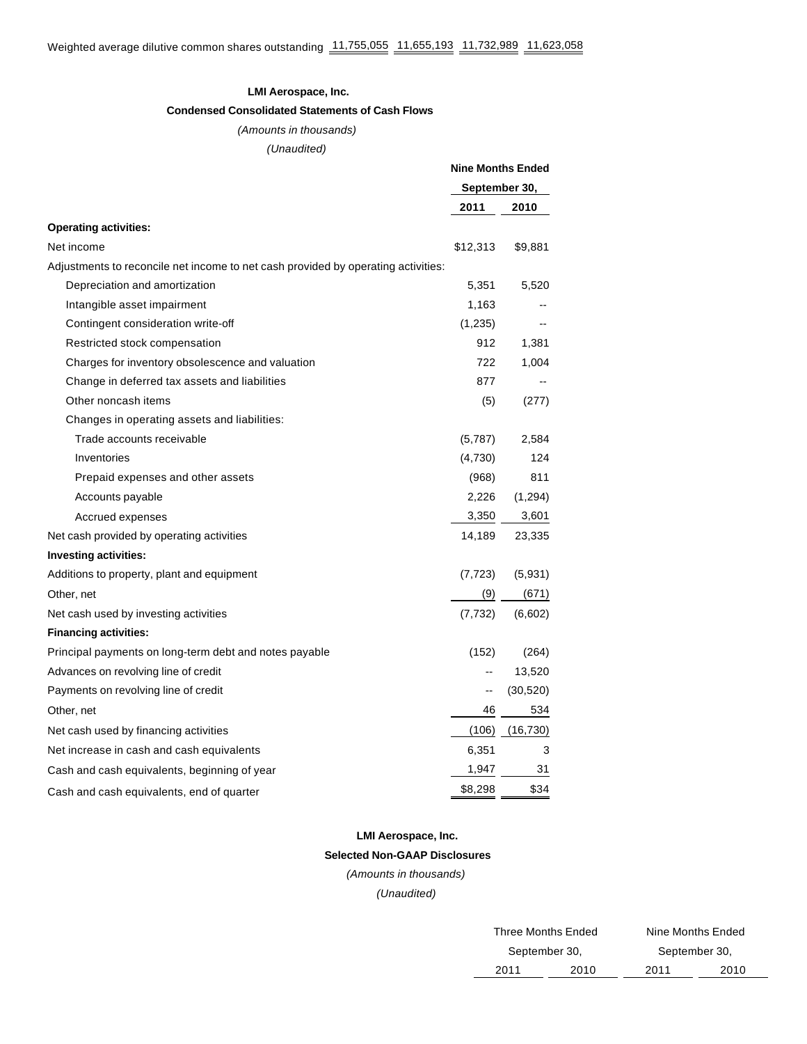| | | | | |
|---|---|---|---|---|
| Weighted average dilutive common shares outstanding | 11,755,055 | 11,655,193 | 11,732,989 | 11,623,058 |

**LMI Aerospace, Inc.**

**Condensed Consolidated Statements of Cash Flows**

*(Amounts in thousands)*

*(Unaudited)*

| | Nine Months Ended September 30, | |
|---|---|---|
| | 2011 | 2010 |
| **Operating activities:** | | |
| Net income | $12,313 | $9,881 |
| Adjustments to reconcile net income to net cash provided by operating activities: | | |
| Depreciation and amortization | 5,351 | 5,520 |
| Intangible asset impairment | 1,163 | -- |
| Contingent consideration write-off | (1,235) | -- |
| Restricted stock compensation | 912 | 1,381 |
| Charges for inventory obsolescence and valuation | 722 | 1,004 |
| Change in deferred tax assets and liabilities | 877 | -- |
| Other noncash items | (5) | (277) |
| Changes in operating assets and liabilities: | | |
| Trade accounts receivable | (5,787) | 2,584 |
| Inventories | (4,730) | 124 |
| Prepaid expenses and other assets | (968) | 811 |
| Accounts payable | 2,226 | (1,294) |
| Accrued expenses | 3,350 | 3,601 |
| Net cash provided by operating activities | 14,189 | 23,335 |
| **Investing activities:** | | |
| Additions to property, plant and equipment | (7,723) | (5,931) |
| Other, net | (9) | (671) |
| Net cash used by investing activities | (7,732) | (6,602) |
| **Financing activities:** | | |
| Principal payments on long-term debt and notes payable | (152) | (264) |
| Advances on revolving line of credit | -- | 13,520 |
| Payments on revolving line of credit | -- | (30,520) |
| Other, net | 46 | 534 |
| Net cash used by financing activities | (106) | (16,730) |
| Net increase in cash and cash equivalents | 6,351 | 3 |
| Cash and cash equivalents, beginning of year | 1,947 | 31 |
| Cash and cash equivalents, end of quarter | $8,298 | $34 |

**LMI Aerospace, Inc.**

**Selected Non-GAAP Disclosures**

*(Amounts in thousands)*

*(Unaudited)*

| | Three Months Ended September 30, | | Nine Months Ended September 30, | |
|---|---|---|---|---|
| | 2011 | 2010 | 2011 | 2010 |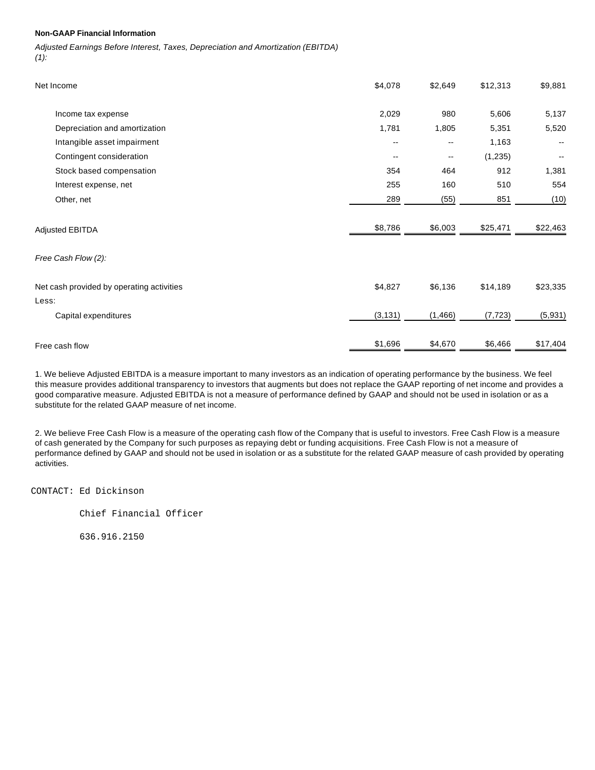**Non-GAAP Financial Information**

*Adjusted Earnings Before Interest, Taxes, Depreciation and Amortization (EBITDA) (1):*

| | | | | |
|---|---|---|---|---|
| Net Income | $4,078 | $2,649 | $12,313 | $9,881 |
| Income tax expense | 2,029 | 980 | 5,606 | 5,137 |
| Depreciation and amortization | 1,781 | 1,805 | 5,351 | 5,520 |
| Intangible asset impairment | -- | -- | 1,163 | -- |
| Contingent consideration | -- | -- | (1,235) | -- |
| Stock based compensation | 354 | 464 | 912 | 1,381 |
| Interest expense, net | 255 | 160 | 510 | 554 |
| Other, net | 289 | (55) | 851 | (10) |
| Adjusted EBITDA | $8,786 | $6,003 | $25,471 | $22,463 |

*Free Cash Flow (2):*

| | | | | |
|---|---|---|---|---|
| Net cash provided by operating activities | $4,827 | $6,136 | $14,189 | $23,335 |
| Less: | | | | |
| Capital expenditures | (3,131) | (1,466) | (7,723) | (5,931) |
| Free cash flow | $1,696 | $4,670 | $6,466 | $17,404 |

1. We believe Adjusted EBITDA is a measure important to many investors as an indication of operating performance by the business. We feel this measure provides additional transparency to investors that augments but does not replace the GAAP reporting of net income and provides a good comparative measure. Adjusted EBITDA is not a measure of performance defined by GAAP and should not be used in isolation or as a substitute for the related GAAP measure of net income.

2. We believe Free Cash Flow is a measure of the operating cash flow of the Company that is useful to investors. Free Cash Flow is a measure of cash generated by the Company for such purposes as repaying debt or funding acquisitions. Free Cash Flow is not a measure of performance defined by GAAP and should not be used in isolation or as a substitute for the related GAAP measure of cash provided by operating activities.

CONTACT: Ed Dickinson

Chief Financial Officer

636.916.2150